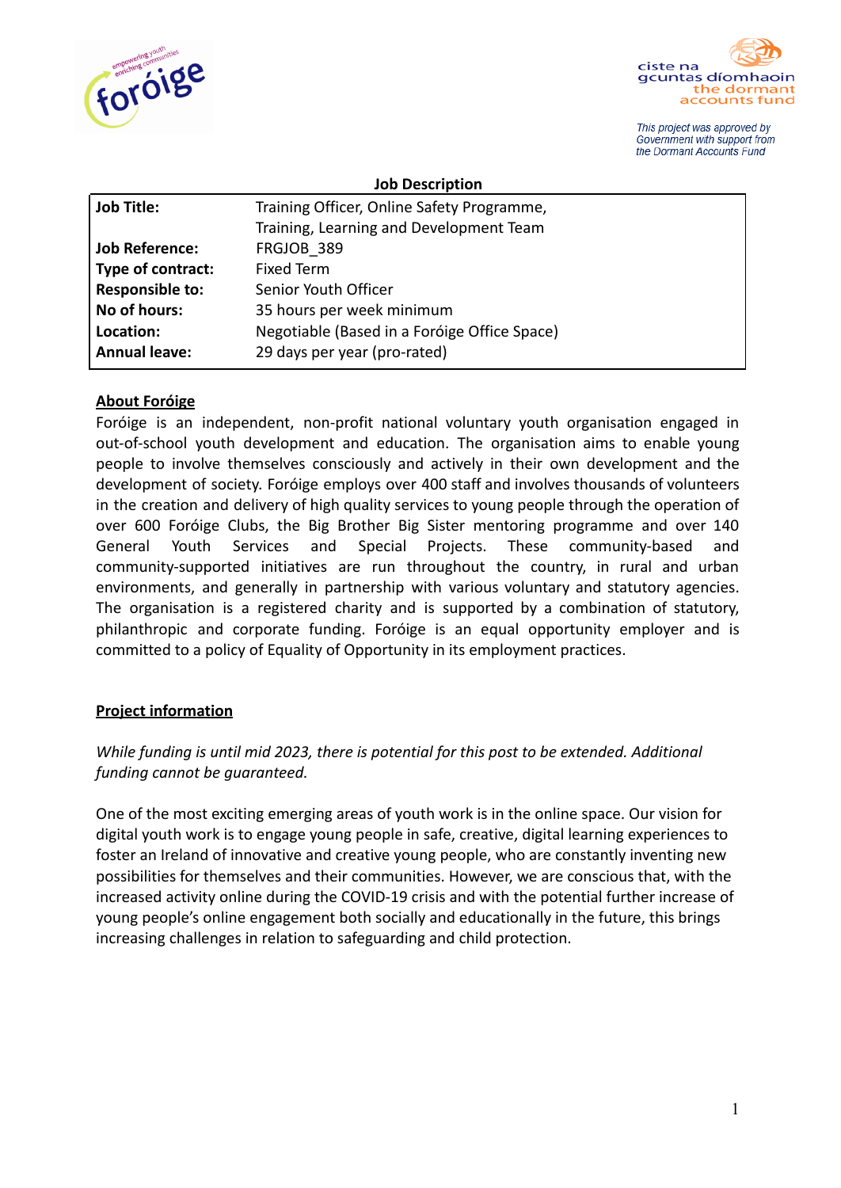This project was approved by Government with support from the Dormant Accounts Fund

**Job Description**

| | |
|---|---|
| **Job Title:** | Training Officer, Online Safety Programme, Training, Learning and Development Team |
| **Job Reference:** | FRGJOB_389 |
| **Type of contract:** | Fixed Term |
| **Responsible to:** | Senior Youth Officer |
| **No of hours:** | 35 hours per week minimum |
| **Location:** | Negotiable (Based in a Foróige Office Space) |
| **Annual leave:** | 29 days per year (pro-rated) |

## About Foróige

Foróige is an independent, non-profit national voluntary youth organisation engaged in out-of-school youth development and education. The organisation aims to enable young people to involve themselves consciously and actively in their own development and the development of society. Foróige employs over 400 staff and involves thousands of volunteers in the creation and delivery of high quality services to young people through the operation of over 600 Foróige Clubs, the Big Brother Big Sister mentoring programme and over 140 General Youth Services and Special Projects. These community-based and community-supported initiatives are run throughout the country, in rural and urban environments, and generally in partnership with various voluntary and statutory agencies. The organisation is a registered charity and is supported by a combination of statutory, philanthropic and corporate funding. Foróige is an equal opportunity employer and is committed to a policy of Equality of Opportunity in its employment practices.

## Project information

*While funding is until mid 2023, there is potential for this post to be extended. Additional funding cannot be guaranteed.*

One of the most exciting emerging areas of youth work is in the online space. Our vision for digital youth work is to engage young people in safe, creative, digital learning experiences to foster an Ireland of innovative and creative young people, who are constantly inventing new possibilities for themselves and their communities. However, we are conscious that, with the increased activity online during the COVID-19 crisis and with the potential further increase of young people's online engagement both socially and educationally in the future, this brings increasing challenges in relation to safeguarding and child protection.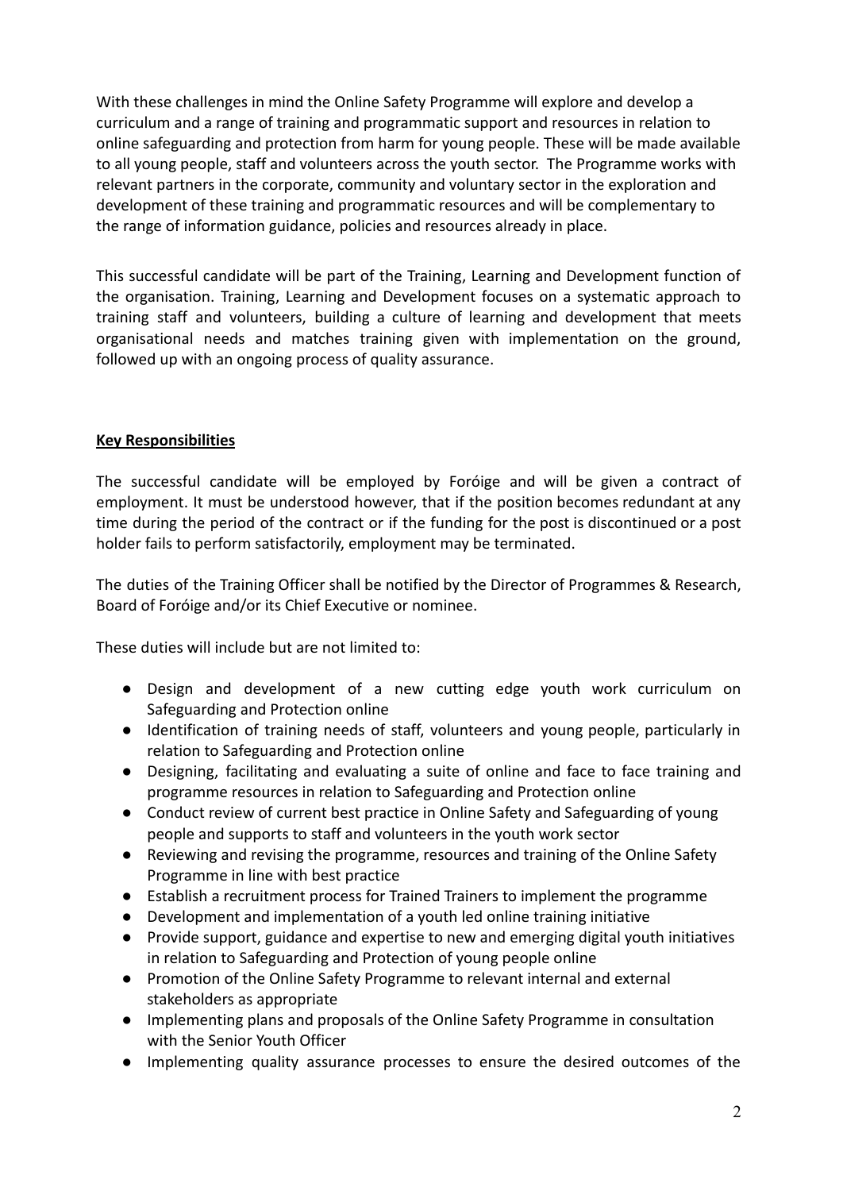With these challenges in mind the Online Safety Programme will explore and develop a curriculum and a range of training and programmatic support and resources in relation to online safeguarding and protection from harm for young people. These will be made available to all young people, staff and volunteers across the youth sector. The Programme works with relevant partners in the corporate, community and voluntary sector in the exploration and development of these training and programmatic resources and will be complementary to the range of information guidance, policies and resources already in place.

This successful candidate will be part of the Training, Learning and Development function of the organisation. Training, Learning and Development focuses on a systematic approach to training staff and volunteers, building a culture of learning and development that meets organisational needs and matches training given with implementation on the ground, followed up with an ongoing process of quality assurance.

## Key Responsibilities

The successful candidate will be employed by Foróige and will be given a contract of employment. It must be understood however, that if the position becomes redundant at any time during the period of the contract or if the funding for the post is discontinued or a post holder fails to perform satisfactorily, employment may be terminated.

The duties of the Training Officer shall be notified by the Director of Programmes & Research, Board of Foróige and/or its Chief Executive or nominee.

These duties will include but are not limited to:

- Design and development of a new cutting edge youth work curriculum on Safeguarding and Protection online
- Identification of training needs of staff, volunteers and young people, particularly in relation to Safeguarding and Protection online
- Designing, facilitating and evaluating a suite of online and face to face training and programme resources in relation to Safeguarding and Protection online
- Conduct review of current best practice in Online Safety and Safeguarding of young people and supports to staff and volunteers in the youth work sector
- Reviewing and revising the programme, resources and training of the Online Safety Programme in line with best practice
- Establish a recruitment process for Trained Trainers to implement the programme
- Development and implementation of a youth led online training initiative
- Provide support, guidance and expertise to new and emerging digital youth initiatives in relation to Safeguarding and Protection of young people online
- Promotion of the Online Safety Programme to relevant internal and external stakeholders as appropriate
- Implementing plans and proposals of the Online Safety Programme in consultation with the Senior Youth Officer
- Implementing quality assurance processes to ensure the desired outcomes of the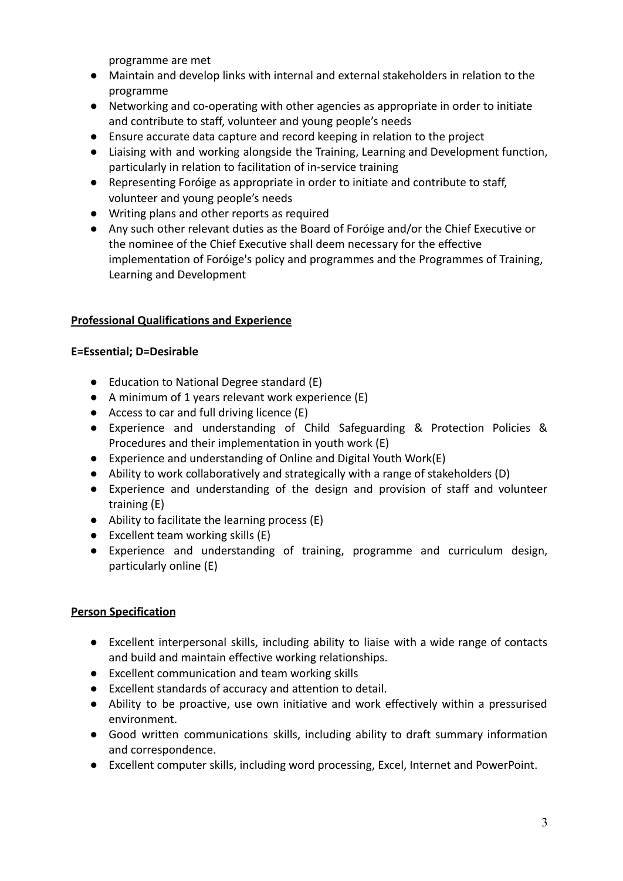programme are met

- Maintain and develop links with internal and external stakeholders in relation to the programme
- Networking and co-operating with other agencies as appropriate in order to initiate and contribute to staff, volunteer and young people's needs
- Ensure accurate data capture and record keeping in relation to the project
- Liaising with and working alongside the Training, Learning and Development function, particularly in relation to facilitation of in-service training
- Representing Foróige as appropriate in order to initiate and contribute to staff, volunteer and young people's needs
- Writing plans and other reports as required
- Any such other relevant duties as the Board of Foróige and/or the Chief Executive or the nominee of the Chief Executive shall deem necessary for the effective implementation of Foróige's policy and programmes and the Programmes of Training, Learning and Development

**Professional Qualifications and Experience**

**E=Essential; D=Desirable**

- Education to National Degree standard (E)
- A minimum of 1 years relevant work experience (E)
- Access to car and full driving licence (E)
- Experience and understanding of Child Safeguarding & Protection Policies & Procedures and their implementation in youth work (E)
- Experience and understanding of Online and Digital Youth Work(E)
- Ability to work collaboratively and strategically with a range of stakeholders (D)
- Experience and understanding of the design and provision of staff and volunteer training (E)
- Ability to facilitate the learning process (E)
- Excellent team working skills (E)
- Experience and understanding of training, programme and curriculum design, particularly online (E)

**Person Specification**

- Excellent interpersonal skills, including ability to liaise with a wide range of contacts and build and maintain effective working relationships.
- Excellent communication and team working skills
- Excellent standards of accuracy and attention to detail.
- Ability to be proactive, use own initiative and work effectively within a pressurised environment.
- Good written communications skills, including ability to draft summary information and correspondence.
- Excellent computer skills, including word processing, Excel, Internet and PowerPoint.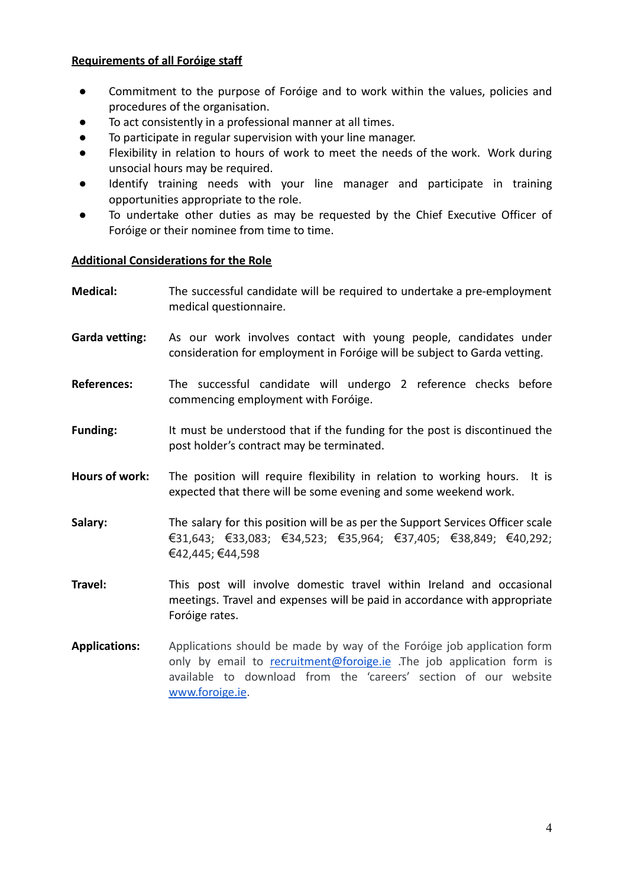**Requirements of all Foróige staff**

- Commitment to the purpose of Foróige and to work within the values, policies and procedures of the organisation.
- To act consistently in a professional manner at all times.
- To participate in regular supervision with your line manager.
- Flexibility in relation to hours of work to meet the needs of the work. Work during unsocial hours may be required.
- Identify training needs with your line manager and participate in training opportunities appropriate to the role.
- To undertake other duties as may be requested by the Chief Executive Officer of Foróige or their nominee from time to time.

**Additional Considerations for the Role**

**Medical:** The successful candidate will be required to undertake a pre-employment medical questionnaire.

**Garda vetting:** As our work involves contact with young people, candidates under consideration for employment in Foróige will be subject to Garda vetting.

**References:** The successful candidate will undergo 2 reference checks before commencing employment with Foróige.

**Funding:** It must be understood that if the funding for the post is discontinued the post holder's contract may be terminated.

**Hours of work:** The position will require flexibility in relation to working hours. It is expected that there will be some evening and some weekend work.

**Salary:** The salary for this position will be as per the Support Services Officer scale €31,643; €33,083; €34,523; €35,964; €37,405; €38,849; €40,292; €42,445; €44,598

**Travel:** This post will involve domestic travel within Ireland and occasional meetings. Travel and expenses will be paid in accordance with appropriate Foróige rates.

**Applications:** Applications should be made by way of the Foróige job application form only by email to recruitment@foroige.ie .The job application form is available to download from the 'careers' section of our website www.foroige.ie.